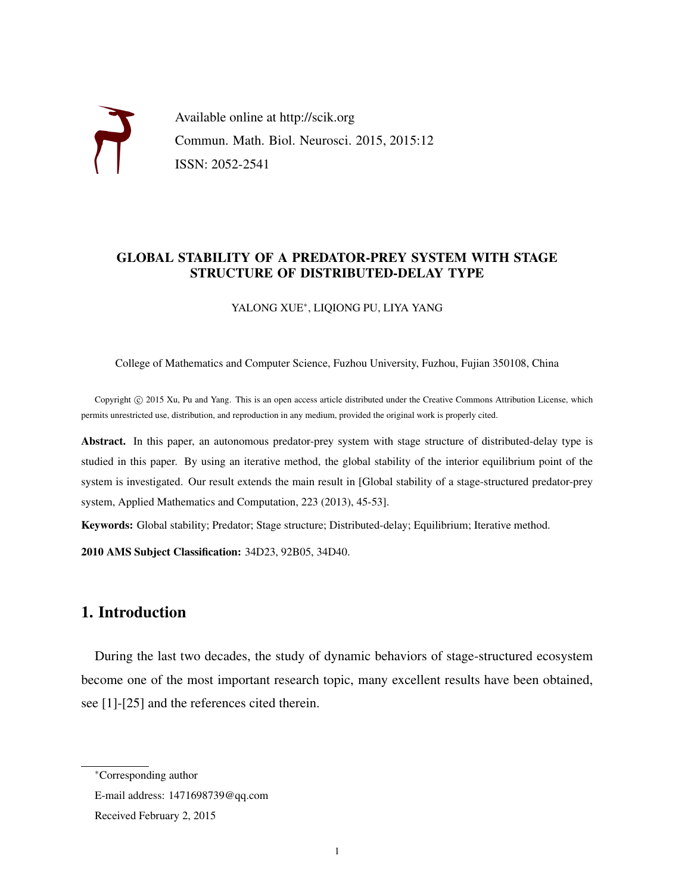Available online at http://scik.org

Commun. Math. Biol. Neurosci. 2015, 2015:12

ISSN: 2052-2541

# GLOBAL STABILITY OF A PREDATOR-PREY SYSTEM WITH STAGE STRUCTURE OF DISTRIBUTED-DELAY TYPE

YALONG XUE*, LIQIONG PU, LIYA YANG

College of Mathematics and Computer Science, Fuzhou University, Fuzhou, Fujian 350108, China

Copyright © 2015 Xu, Pu and Yang. This is an open access article distributed under the Creative Commons Attribution License, which permits unrestricted use, distribution, and reproduction in any medium, provided the original work is properly cited.

**Abstract.** In this paper, an autonomous predator-prey system with stage structure of distributed-delay type is studied in this paper. By using an iterative method, the global stability of the interior equilibrium point of the system is investigated. Our result extends the main result in [Global stability of a stage-structured predator-prey system, Applied Mathematics and Computation, 223 (2013), 45-53].

**Keywords:** Global stability; Predator; Stage structure; Distributed-delay; Equilibrium; Iterative method.

**2010 AMS Subject Classification:** 34D23, 92B05, 34D40.

## 1. Introduction

During the last two decades, the study of dynamic behaviors of stage-structured ecosystem become one of the most important research topic, many excellent results have been obtained, see [1]-[25] and the references cited therein.

---

*Corresponding author

E-mail address: 1471698739@qq.com

Received February 2, 2015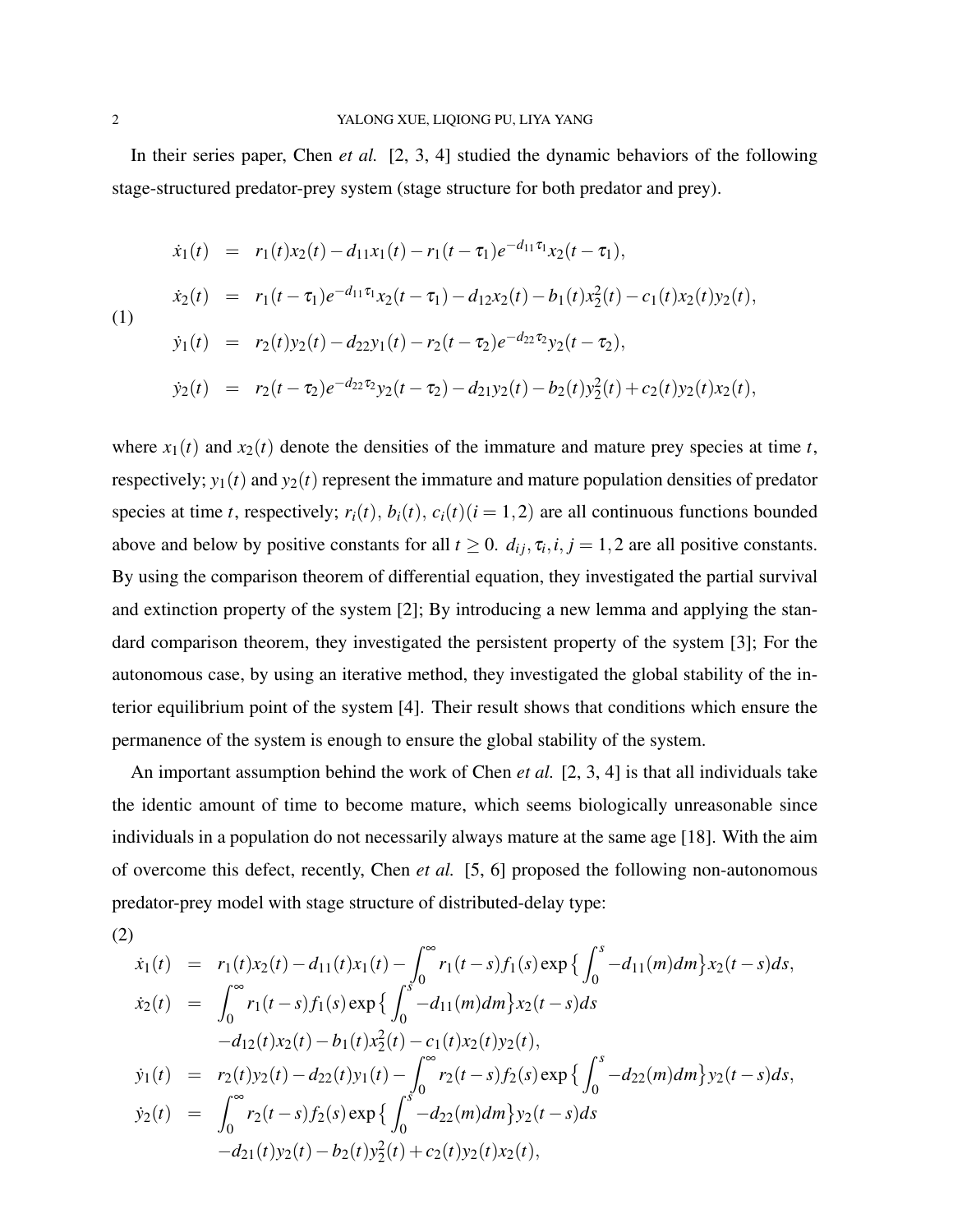In their series paper, Chen *et al.* [2, 3, 4] studied the dynamic behaviors of the following stage-structured predator-prey system (stage structure for both predator and prey).

$$
\begin{aligned}
\dot{x}_1(t) &= r_1(t)x_2(t) - d_{11}x_1(t) - r_1(t-\tau_1)e^{-d_{11}\tau_1}x_2(t-\tau_1),\\
\dot{x}_2(t) &= r_1(t-\tau_1)e^{-d_{11}\tau_1}x_2(t-\tau_1) - d_{12}x_2(t) - b_1(t)x_2^2(t) - c_1(t)x_2(t)y_2(t),\\
\dot{y}_1(t) &= r_2(t)y_2(t) - d_{22}y_1(t) - r_2(t-\tau_2)e^{-d_{22}\tau_2}y_2(t-\tau_2),\\
\dot{y}_2(t) &= r_2(t-\tau_2)e^{-d_{22}\tau_2}y_2(t-\tau_2) - d_{21}y_2(t) - b_2(t)y_2^2(t) + c_2(t)y_2(t)x_2(t),
\end{aligned}
\tag{1}
$$

where $x_1(t)$ and $x_2(t)$ denote the densities of the immature and mature prey species at time $t$, respectively; $y_1(t)$ and $y_2(t)$ represent the immature and mature population densities of predator species at time $t$, respectively; $r_i(t)$, $b_i(t)$, $c_i(t) (i = 1,2)$ are all continuous functions bounded above and below by positive constants for all $t \geq 0$. $d_{ij}, \tau_i, i, j = 1,2$ are all positive constants. By using the comparison theorem of differential equation, they investigated the partial survival and extinction property of the system [2]; By introducing a new lemma and applying the standard comparison theorem, they investigated the persistent property of the system [3]; For the autonomous case, by using an iterative method, they investigated the global stability of the interior equilibrium point of the system [4]. Their result shows that conditions which ensure the permanence of the system is enough to ensure the global stability of the system.

An important assumption behind the work of Chen *et al.* [2, 3, 4] is that all individuals take the identic amount of time to become mature, which seems biologically unreasonable since individuals in a population do not necessarily always mature at the same age [18]. With the aim of overcome this defect, recently, Chen *et al.* [5, 6] proposed the following non-autonomous predator-prey model with stage structure of distributed-delay type:

$$
\begin{aligned}
\dot{x}_1(t) &= r_1(t)x_2(t) - d_{11}(t)x_1(t) - \int_0^\infty r_1(t-s)f_1(s)\exp\Big\{\int_0^s -d_{11}(m)dm\Big\}x_2(t-s)ds,\\
\dot{x}_2(t) &= \int_0^\infty r_1(t-s)f_1(s)\exp\Big\{\int_0^s -d_{11}(m)dm\Big\}x_2(t-s)ds\\
&\quad - d_{12}(t)x_2(t) - b_1(t)x_2^2(t) - c_1(t)x_2(t)y_2(t),\\
\dot{y}_1(t) &= r_2(t)y_2(t) - d_{22}(t)y_1(t) - \int_0^\infty r_2(t-s)f_2(s)\exp\Big\{\int_0^s -d_{22}(m)dm\Big\}y_2(t-s)ds,\\
\dot{y}_2(t) &= \int_0^\infty r_2(t-s)f_2(s)\exp\Big\{\int_0^s -d_{22}(m)dm\Big\}y_2(t-s)ds\\
&\quad - d_{21}(t)y_2(t) - b_2(t)y_2^2(t) + c_2(t)y_2(t)x_2(t),
\end{aligned}
\tag{2}
$$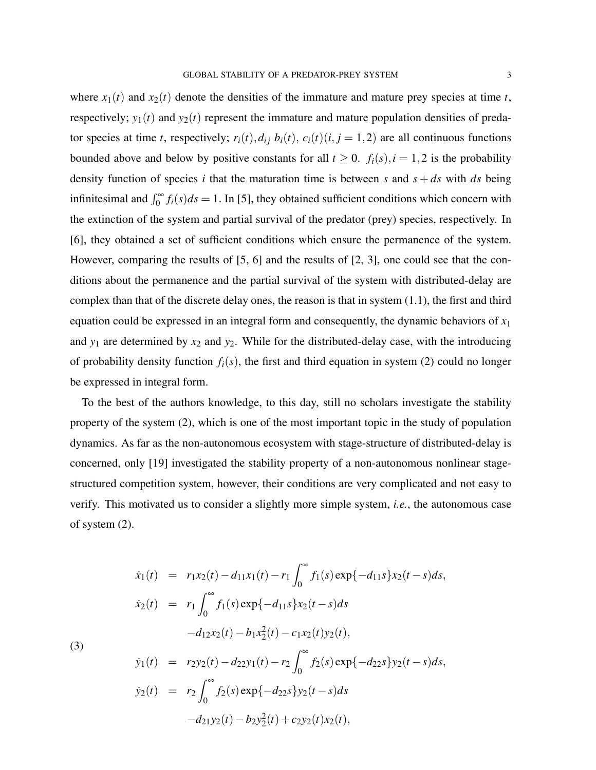where $x_1(t)$ and $x_2(t)$ denote the densities of the immature and mature prey species at time $t$, respectively; $y_1(t)$ and $y_2(t)$ represent the immature and mature population densities of predator species at time $t$, respectively; $r_i(t), d_{ij}\ b_i(t),\ c_i(t)(i,j=1,2)$ are all continuous functions bounded above and below by positive constants for all $t \geq 0$. $f_i(s), i=1,2$ is the probability density function of species $i$ that the maturation time is between $s$ and $s+ds$ with $ds$ being infinitesimal and $\int_0^\infty f_i(s)ds = 1$. In [5], they obtained sufficient conditions which concern with the extinction of the system and partial survival of the predator (prey) species, respectively. In [6], they obtained a set of sufficient conditions which ensure the permanence of the system. However, comparing the results of [5, 6] and the results of [2, 3], one could see that the conditions about the permanence and the partial survival of the system with distributed-delay are complex than that of the discrete delay ones, the reason is that in system (1.1), the first and third equation could be expressed in an integral form and consequently, the dynamic behaviors of $x_1$ and $y_1$ are determined by $x_2$ and $y_2$. While for the distributed-delay case, with the introducing of probability density function $f_i(s)$, the first and third equation in system (2) could no longer be expressed in integral form.

To the best of the authors knowledge, to this day, still no scholars investigate the stability property of the system (2), which is one of the most important topic in the study of population dynamics. As far as the non-autonomous ecosystem with stage-structure of distributed-delay is concerned, only [19] investigated the stability property of a non-autonomous nonlinear stage-structured competition system, however, their conditions are very complicated and not easy to verify. This motivated us to consider a slightly more simple system, *i.e.*, the autonomous case of system (2).

$$
\begin{aligned}
\dot{x}_1(t) &= r_1 x_2(t) - d_{11}x_1(t) - r_1\int_0^\infty f_1(s)\exp\{-d_{11}s\}x_2(t-s)ds, \\
\dot{x}_2(t) &= r_1\int_0^\infty f_1(s)\exp\{-d_{11}s\}x_2(t-s)ds \\
&\quad - d_{12}x_2(t) - b_1 x_2^2(t) - c_1 x_2(t)y_2(t), \\
\dot{y}_1(t) &= r_2 y_2(t) - d_{22}y_1(t) - r_2\int_0^\infty f_2(s)\exp\{-d_{22}s\}y_2(t-s)ds, \\
\dot{y}_2(t) &= r_2\int_0^\infty f_2(s)\exp\{-d_{22}s\}y_2(t-s)ds \\
&\quad - d_{21}y_2(t) - b_2 y_2^2(t) + c_2 y_2(t)x_2(t),
\end{aligned}
\tag{3}
$$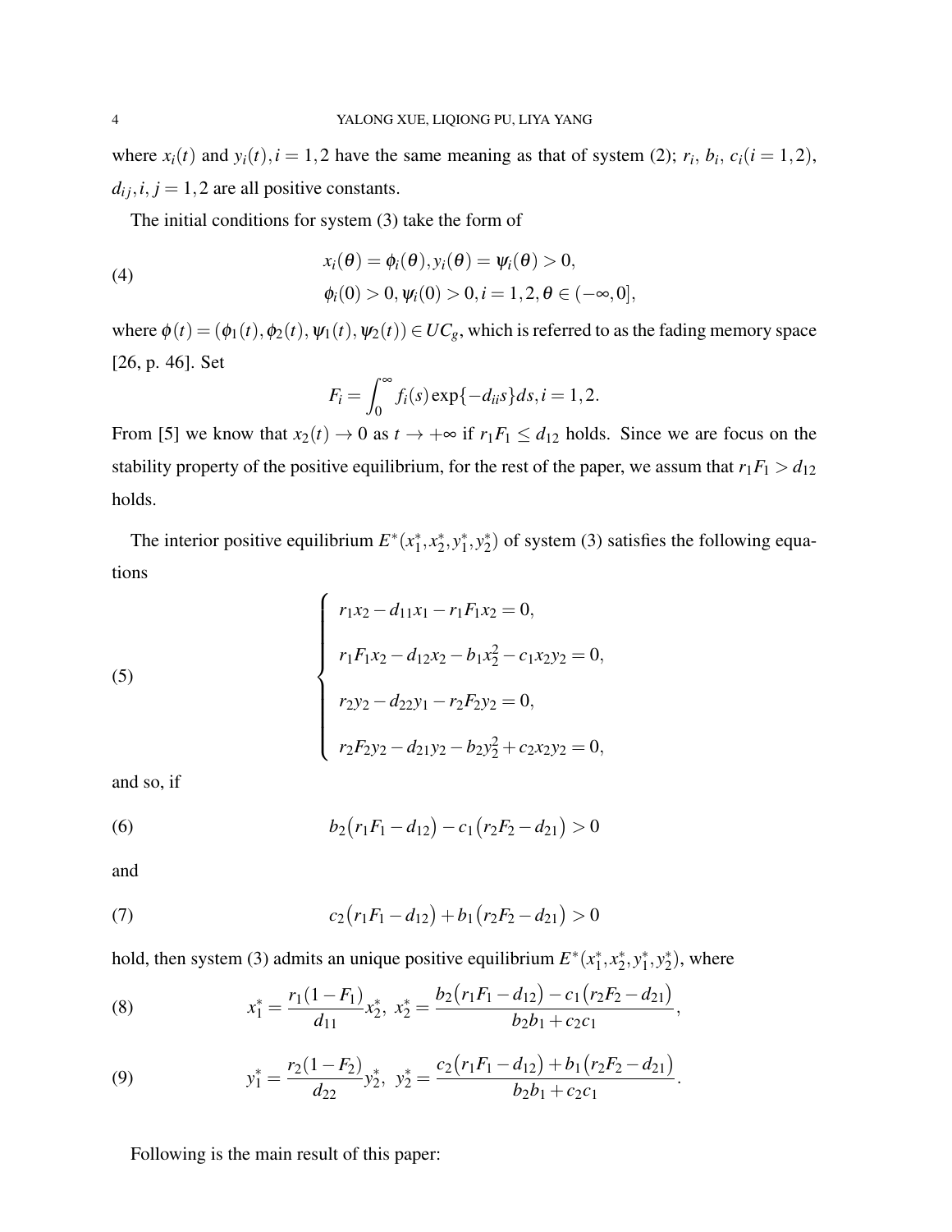where $x_i(t)$ and $y_i(t), i=1,2$ have the same meaning as that of system (2); $r_i$, $b_i$, $c_i (i=1,2)$, $d_{ij}, i,j=1,2$ are all positive constants.

The initial conditions for system (3) take the form of

$$
\begin{aligned}
&x_i(\theta)=\phi_i(\theta), y_i(\theta)=\psi_i(\theta)>0, \\
&\phi_i(0)>0, \psi_i(0)>0, i=1,2, \theta\in(-\infty,0],
\end{aligned}
\tag{4}
$$

where $\phi(t)=(\phi_1(t),\phi_2(t),\psi_1(t),\psi_2(t))\in UC_g$, which is referred to as the fading memory space [26, p. 46]. Set

$$
F_i=\int_0^{\infty} f_i(s)\exp\{-d_{ii}s\}ds, i=1,2.
$$

From [5] we know that $x_2(t)\to 0$ as $t\to+\infty$ if $r_1F_1\le d_{12}$ holds. Since we are focus on the stability property of the positive equilibrium, for the rest of the paper, we assum that $r_1F_1>d_{12}$ holds.

The interior positive equilibrium $E^*(x_1^*,x_2^*,y_1^*,y_2^*)$ of system (3) satisfies the following equations

$$
\begin{cases}
r_1x_2-d_{11}x_1-r_1F_1x_2=0, \\
r_1F_1x_2-d_{12}x_2-b_1x_2^2-c_1x_2y_2=0, \\
r_2y_2-d_{22}y_1-r_2F_2y_2=0, \\
r_2F_2y_2-d_{21}y_2-b_2y_2^2+c_2x_2y_2=0,
\end{cases}
\tag{5}
$$

and so, if

$$
b_2\big(r_1F_1-d_{12}\big)-c_1\big(r_2F_2-d_{21}\big)>0
\tag{6}
$$

and

$$
c_2\big(r_1F_1-d_{12}\big)+b_1\big(r_2F_2-d_{21}\big)>0
\tag{7}
$$

hold, then system (3) admits an unique positive equilibrium $E^*(x_1^*,x_2^*,y_1^*,y_2^*)$, where

$$
x_1^*=\frac{r_1(1-F_1)}{d_{11}}x_2^*,\ x_2^*=\frac{b_2\big(r_1F_1-d_{12}\big)-c_1\big(r_2F_2-d_{21}\big)}{b_2b_1+c_2c_1},
\tag{8}
$$

$$
y_1^*=\frac{r_2(1-F_2)}{d_{22}}y_2^*,\ y_2^*=\frac{c_2\big(r_1F_1-d_{12}\big)+b_1\big(r_2F_2-d_{21}\big)}{b_2b_1+c_2c_1}.
\tag{9}
$$

Following is the main result of this paper: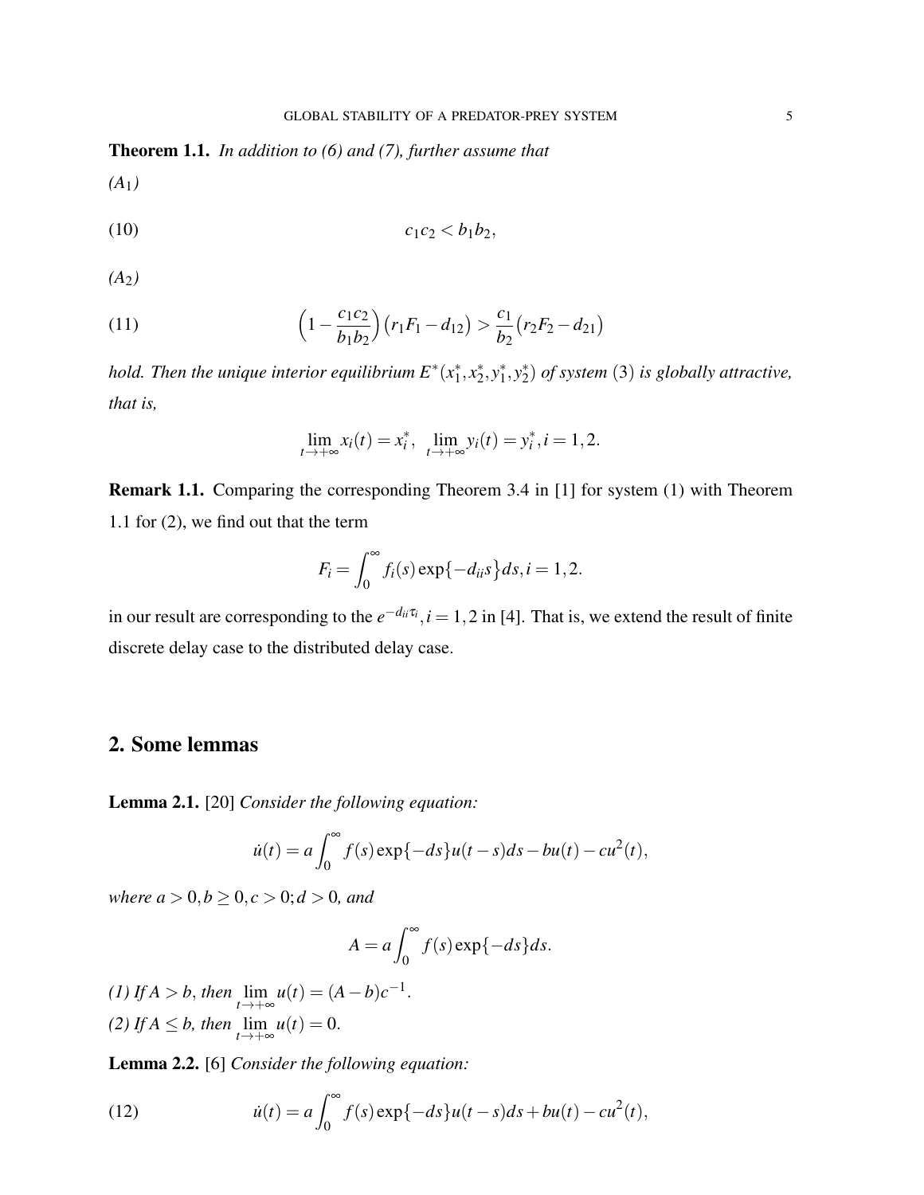**Theorem 1.1.** *In addition to (6) and (7), further assume that*

*($A_1$)*

$$c_1c_2 < b_1b_2, \tag{10}$$

*($A_2$)*

$$\Big(1 - \frac{c_1c_2}{b_1b_2}\Big)\big(r_1F_1 - d_{12}\big) > \frac{c_1}{b_2}\big(r_2F_2 - d_{21}\big) \tag{11}$$

*hold. Then the unique interior equilibrium $E^*(x_1^*, x_2^*, y_1^*, y_2^*)$ of system (3) is globally attractive, that is,*

$$\lim_{t\to+\infty} x_i(t) = x_i^*, \ \ \lim_{t\to+\infty} y_i(t) = y_i^*, i = 1,2.$$

**Remark 1.1.** Comparing the corresponding Theorem 3.4 in [1] for system (1) with Theorem 1.1 for (2), we find out that the term

$$F_i = \int_0^\infty f_i(s)\exp\{-d_{ii}s\}ds, i = 1,2.$$

in our result are corresponding to the $e^{-d_{ii}\tau_i}, i = 1,2$ in [4]. That is, we extend the result of finite discrete delay case to the distributed delay case.

## 2. Some lemmas

**Lemma 2.1.** [20] *Consider the following equation:*

$$\dot{u}(t) = a\int_0^\infty f(s)\exp\{-ds\}u(t-s)ds - bu(t) - cu^2(t),$$

*where $a > 0, b \geq 0, c > 0; d > 0$, and*

$$A = a\int_0^\infty f(s)\exp\{-ds\}ds.$$

*(1) If $A > b$, then $\lim\limits_{t\to+\infty} u(t) = (A-b)c^{-1}$.*
*(2) If $A \leq b$, then $\lim\limits_{t\to+\infty} u(t) = 0$.*

**Lemma 2.2.** [6] *Consider the following equation:*

$$\dot{u}(t) = a\int_0^\infty f(s)\exp\{-ds\}u(t-s)ds + bu(t) - cu^2(t), \tag{12}$$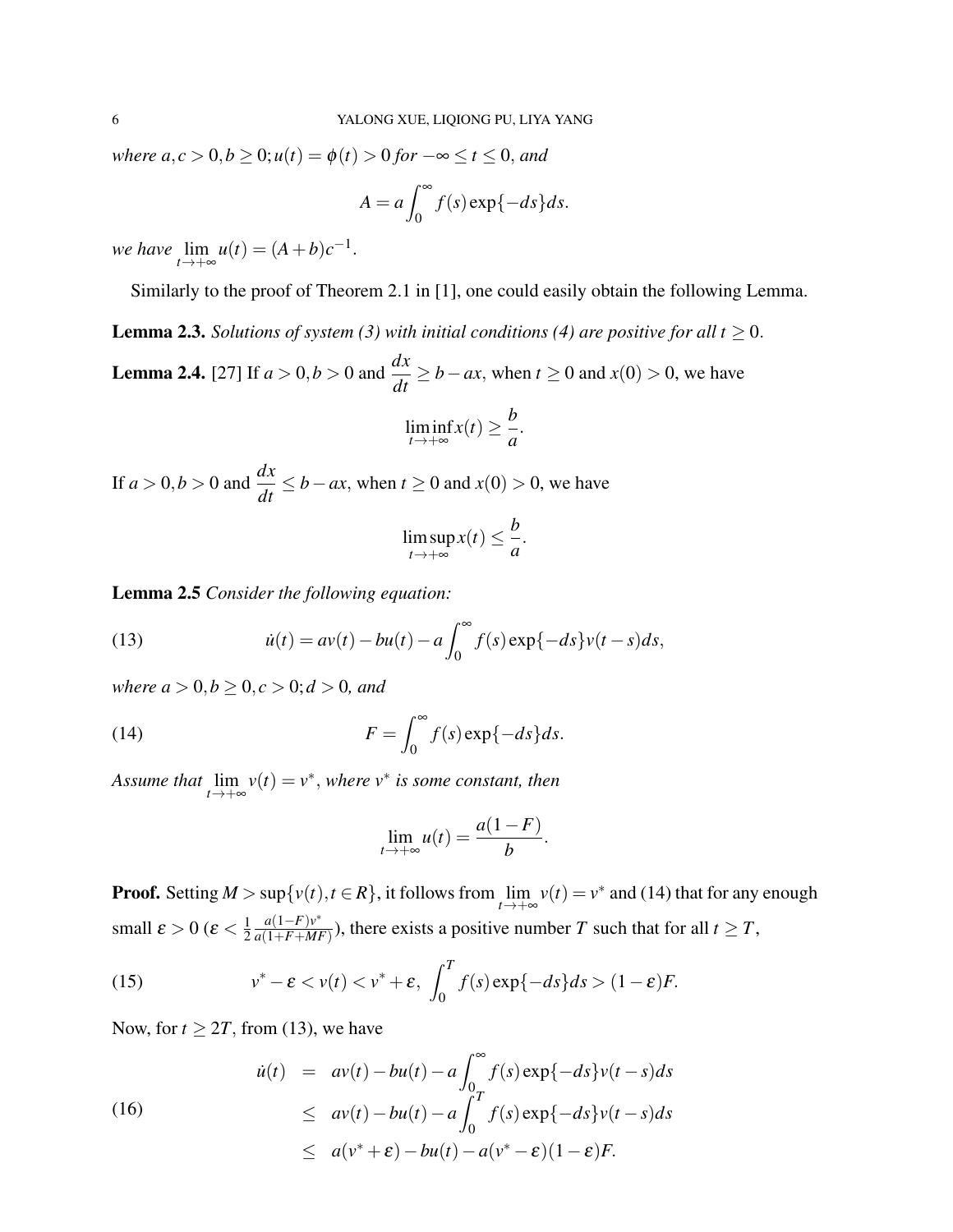*where $a, c > 0, b \geq 0; u(t) = \phi(t) > 0$ for $-\infty \leq t \leq 0$, and*

$$A = a\int_0^\infty f(s)\exp\{-ds\}ds.$$

*we have* $\lim_{t\to+\infty} u(t) = (A+b)c^{-1}$.

Similarly to the proof of Theorem 2.1 in [1], one could easily obtain the following Lemma.

**Lemma 2.3.** *Solutions of system (3) with initial conditions (4) are positive for all $t \geq 0$.*

**Lemma 2.4.** [27] If $a > 0, b > 0$ and $\dfrac{dx}{dt} \geq b - ax$, when $t \geq 0$ and $x(0) > 0$, we have

$$\liminf_{t\to+\infty} x(t) \geq \frac{b}{a}.$$

If $a > 0, b > 0$ and $\dfrac{dx}{dt} \leq b - ax$, when $t \geq 0$ and $x(0) > 0$, we have

$$\limsup_{t\to+\infty} x(t) \leq \frac{b}{a}.$$

**Lemma 2.5** *Consider the following equation:*

$$\dot{u}(t) = av(t) - bu(t) - a\int_0^\infty f(s)\exp\{-ds\}v(t-s)ds, \tag{13}$$

*where $a > 0, b \geq 0, c > 0; d > 0$, and*

$$F = \int_0^\infty f(s)\exp\{-ds\}ds. \tag{14}$$

*Assume that* $\lim_{t\to+\infty} v(t) = v^*$, *where $v^*$ is some constant, then*

$$\lim_{t\to+\infty} u(t) = \frac{a(1-F)}{b}.$$

**Proof.** Setting $M > \sup\{v(t), t \in R\}$, it follows from $\lim_{t\to+\infty} v(t) = v^*$ and (14) that for any enough small $\varepsilon > 0$ ($\varepsilon < \frac{1}{2}\frac{a(1-F)v^*}{a(1+F+MF)}$), there exists a positive number $T$ such that for all $t \geq T$,

$$v^* - \varepsilon < v(t) < v^* + \varepsilon, \ \int_0^T f(s)\exp\{-ds\}ds > (1-\varepsilon)F. \tag{15}$$

Now, for $t \geq 2T$, from (13), we have

$$\begin{aligned}
\dot{u}(t) &= av(t) - bu(t) - a\int_0^\infty f(s)\exp\{-ds\}v(t-s)ds \\
&\leq av(t) - bu(t) - a\int_0^T f(s)\exp\{-ds\}v(t-s)ds \\
&\leq a(v^*+\varepsilon) - bu(t) - a(v^*-\varepsilon)(1-\varepsilon)F.
\end{aligned} \tag{16}$$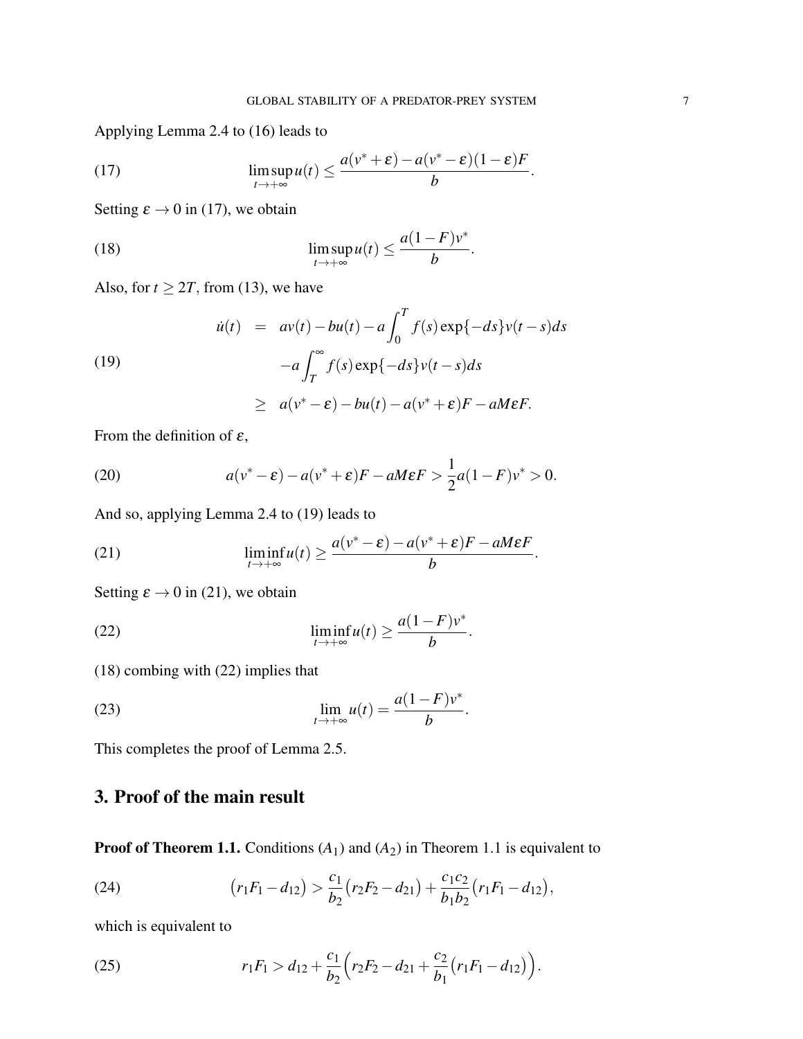Applying Lemma 2.4 to (16) leads to

$$\limsup_{t\to+\infty} u(t) \le \frac{a(v^*+\varepsilon) - a(v^*-\varepsilon)(1-\varepsilon)F}{b}. \tag{17}$$

Setting $\varepsilon \to 0$ in (17), we obtain

$$\limsup_{t\to+\infty} u(t) \le \frac{a(1-F)v^*}{b}. \tag{18}$$

Also, for $t \ge 2T$, from (13), we have

$$\begin{aligned} \dot{u}(t) &= av(t) - bu(t) - a\int_0^T f(s)\exp\{-ds\}v(t-s)ds \\ &\quad -a\int_T^\infty f(s)\exp\{-ds\}v(t-s)ds \\ &\ge a(v^*-\varepsilon) - bu(t) - a(v^*+\varepsilon)F - aM\varepsilon F. \end{aligned} \tag{19}$$

From the definition of $\varepsilon$,

$$a(v^*-\varepsilon) - a(v^*+\varepsilon)F - aM\varepsilon F > \frac{1}{2}a(1-F)v^* > 0. \tag{20}$$

And so, applying Lemma 2.4 to (19) leads to

$$\liminf_{t\to+\infty} u(t) \ge \frac{a(v^*-\varepsilon) - a(v^*+\varepsilon)F - aM\varepsilon F}{b}. \tag{21}$$

Setting $\varepsilon \to 0$ in (21), we obtain

$$\liminf_{t\to+\infty} u(t) \ge \frac{a(1-F)v^*}{b}. \tag{22}$$

(18) combing with (22) implies that

$$\lim_{t\to+\infty} u(t) = \frac{a(1-F)v^*}{b}. \tag{23}$$

This completes the proof of Lemma 2.5.

## 3. Proof of the main result

**Proof of Theorem 1.1.** Conditions $(A_1)$ and $(A_2)$ in Theorem 1.1 is equivalent to

$$\big(r_1F_1 - d_{12}\big) > \frac{c_1}{b_2}\big(r_2F_2 - d_{21}\big) + \frac{c_1c_2}{b_1b_2}\big(r_1F_1 - d_{12}\big), \tag{24}$$

which is equivalent to

$$r_1F_1 > d_{12} + \frac{c_1}{b_2}\Big(r_2F_2 - d_{21} + \frac{c_2}{b_1}\big(r_1F_1 - d_{12}\big)\Big). \tag{25}$$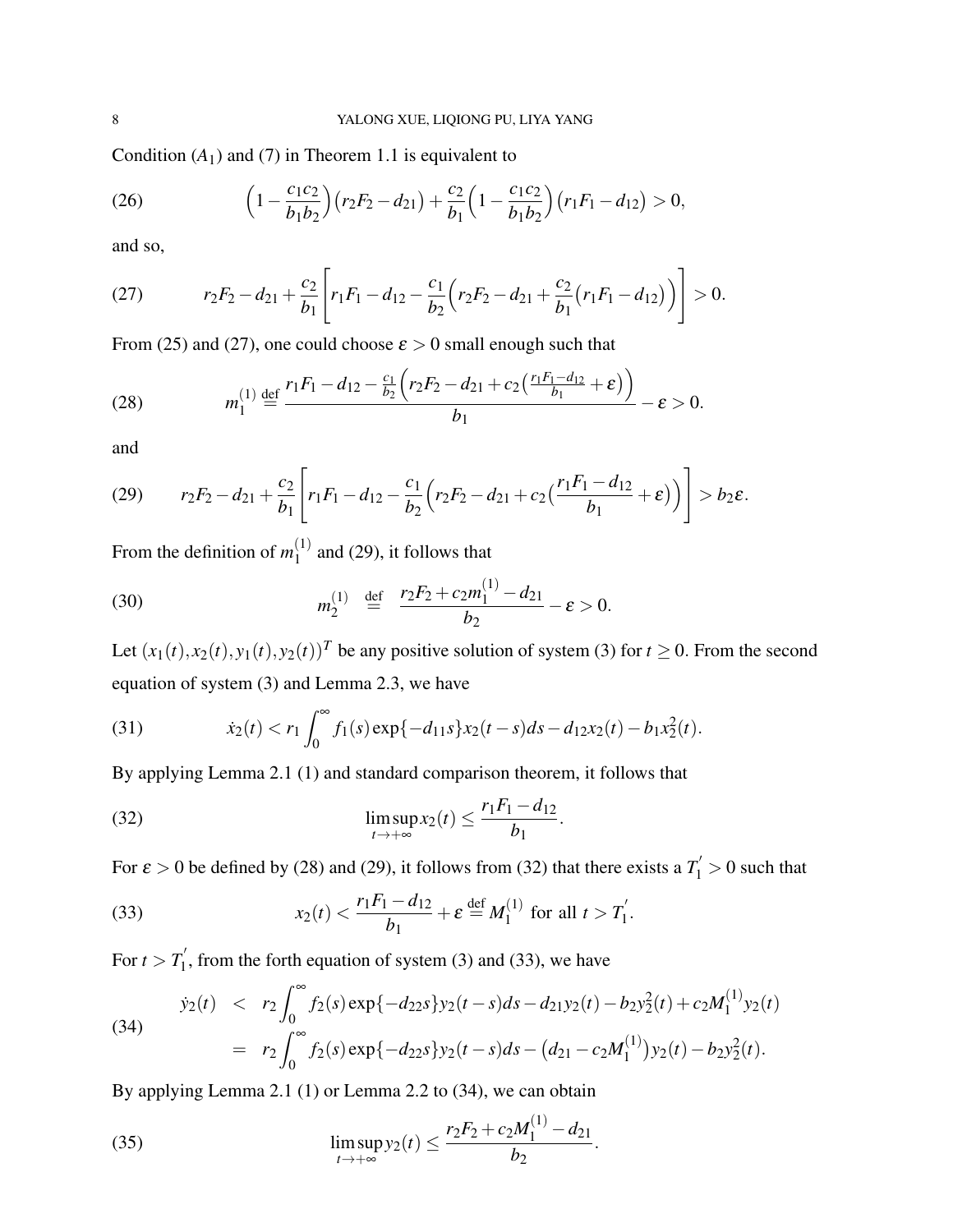Condition $(A_1)$ and (7) in Theorem 1.1 is equivalent to

$$\Big(1-\frac{c_1c_2}{b_1b_2}\Big)\big(r_2F_2-d_{21}\big)+\frac{c_2}{b_1}\Big(1-\frac{c_1c_2}{b_1b_2}\Big)\big(r_1F_1-d_{12}\big)>0, \tag{26}$$

and so,

$$r_2F_2-d_{21}+\frac{c_2}{b_1}\Bigg[r_1F_1-d_{12}-\frac{c_1}{b_2}\Big(r_2F_2-d_{21}+\frac{c_2}{b_1}\big(r_1F_1-d_{12}\big)\Big)\Bigg]>0. \tag{27}$$

From (25) and (27), one could choose $\varepsilon>0$ small enough such that

$$m_1^{(1)} \overset{\text{def}}{=} \frac{r_1F_1-d_{12}-\frac{c_1}{b_2}\Big(r_2F_2-d_{21}+c_2\big(\frac{r_1F_1-d_{12}}{b_1}+\varepsilon\big)\Big)}{b_1}-\varepsilon>0. \tag{28}$$

and

$$r_2F_2-d_{21}+\frac{c_2}{b_1}\Bigg[r_1F_1-d_{12}-\frac{c_1}{b_2}\Big(r_2F_2-d_{21}+c_2\big(\frac{r_1F_1-d_{12}}{b_1}+\varepsilon\big)\Big)\Bigg]>b_2\varepsilon. \tag{29}$$

From the definition of $m_1^{(1)}$ and (29), it follows that

$$m_2^{(1)} \overset{\text{def}}{=} \frac{r_2F_2+c_2m_1^{(1)}-d_{21}}{b_2}-\varepsilon>0. \tag{30}$$

Let $(x_1(t),x_2(t),y_1(t),y_2(t))^T$ be any positive solution of system (3) for $t\geq 0$. From the second equation of system (3) and Lemma 2.3, we have

$$\dot{x}_2(t)<r_1\int_0^\infty f_1(s)\exp\{-d_{11}s\}x_2(t-s)ds-d_{12}x_2(t)-b_1x_2^2(t). \tag{31}$$

By applying Lemma 2.1 (1) and standard comparison theorem, it follows that

$$\limsup_{t\to+\infty}x_2(t)\leq\frac{r_1F_1-d_{12}}{b_1}. \tag{32}$$

For $\varepsilon>0$ be defined by (28) and (29), it follows from (32) that there exists a $T_1^{'}>0$ such that

$$x_2(t)<\frac{r_1F_1-d_{12}}{b_1}+\varepsilon \overset{\text{def}}{=} M_1^{(1)} \text{ for all } t>T_1^{'}. \tag{33}$$

For $t>T_1^{'}$, from the forth equation of system (3) and (33), we have

$$\begin{aligned}\dot{y}_2(t) &< r_2\int_0^\infty f_2(s)\exp\{-d_{22}s\}y_2(t-s)ds-d_{21}y_2(t)-b_2y_2^2(t)+c_2M_1^{(1)}y_2(t)\\ &= r_2\int_0^\infty f_2(s)\exp\{-d_{22}s\}y_2(t-s)ds-\big(d_{21}-c_2M_1^{(1)}\big)y_2(t)-b_2y_2^2(t).\end{aligned} \tag{34}$$

By applying Lemma 2.1 (1) or Lemma 2.2 to (34), we can obtain

$$\limsup_{t\to+\infty}y_2(t)\leq\frac{r_2F_2+c_2M_1^{(1)}-d_{21}}{b_2}. \tag{35}$$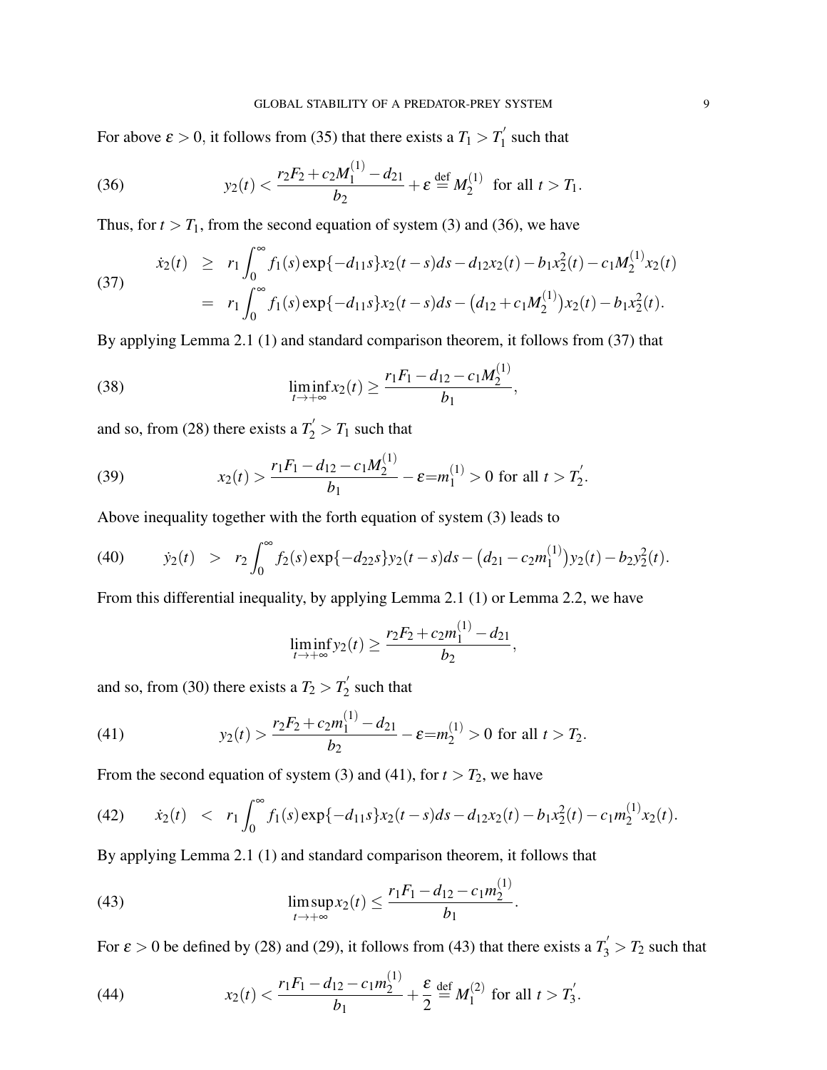For above $\varepsilon > 0$, it follows from (35) that there exists a $T_1 > T_1^{'}$ such that

$$y_2(t) < \frac{r_2F_2 + c_2M_1^{(1)} - d_{21}}{b_2} + \varepsilon \overset{\text{def}}{=} M_2^{(1)} \text{ for all } t > T_1. \tag{36}$$

Thus, for $t > T_1$, from the second equation of system (3) and (36), we have

$$\begin{aligned} \dot{x}_2(t) &\geq r_1 \int_0^\infty f_1(s) \exp\{-d_{11}s\} x_2(t-s) ds - d_{12}x_2(t) - b_1 x_2^2(t) - c_1 M_2^{(1)} x_2(t) \\ &= r_1 \int_0^\infty f_1(s) \exp\{-d_{11}s\} x_2(t-s) ds - \left(d_{12} + c_1 M_2^{(1)}\right) x_2(t) - b_1 x_2^2(t). \end{aligned} \tag{37}$$

By applying Lemma 2.1 (1) and standard comparison theorem, it follows from (37) that

$$\liminf_{t\to+\infty} x_2(t) \geq \frac{r_1F_1 - d_{12} - c_1 M_2^{(1)}}{b_1}, \tag{38}$$

and so, from (28) there exists a $T_2^{'} > T_1$ such that

$$x_2(t) > \frac{r_1F_1 - d_{12} - c_1 M_2^{(1)}}{b_1} - \varepsilon = m_1^{(1)} > 0 \text{ for all } t > T_2^{'}. \tag{39}$$

Above inequality together with the forth equation of system (3) leads to

$$\dot{y}_2(t) > r_2 \int_0^\infty f_2(s) \exp\{-d_{22}s\} y_2(t-s) ds - \left(d_{21} - c_2 m_1^{(1)}\right) y_2(t) - b_2 y_2^2(t). \tag{40}$$

From this differential inequality, by applying Lemma 2.1 (1) or Lemma 2.2, we have

$$\liminf_{t\to+\infty} y_2(t) \geq \frac{r_2F_2 + c_2 m_1^{(1)} - d_{21}}{b_2},$$

and so, from (30) there exists a $T_2 > T_2^{'}$ such that

$$y_2(t) > \frac{r_2F_2 + c_2 m_1^{(1)} - d_{21}}{b_2} - \varepsilon = m_2^{(1)} > 0 \text{ for all } t > T_2. \tag{41}$$

From the second equation of system (3) and (41), for $t > T_2$, we have

$$\dot{x}_2(t) < r_1 \int_0^\infty f_1(s) \exp\{-d_{11}s\} x_2(t-s) ds - d_{12}x_2(t) - b_1 x_2^2(t) - c_1 m_2^{(1)} x_2(t). \tag{42}$$

By applying Lemma 2.1 (1) and standard comparison theorem, it follows that

$$\limsup_{t\to+\infty} x_2(t) \leq \frac{r_1F_1 - d_{12} - c_1 m_2^{(1)}}{b_1}. \tag{43}$$

For $\varepsilon > 0$ be defined by (28) and (29), it follows from (43) that there exists a $T_3^{'} > T_2$ such that

$$x_2(t) < \frac{r_1F_1 - d_{12} - c_1 m_2^{(1)}}{b_1} + \frac{\varepsilon}{2} \overset{\text{def}}{=} M_1^{(2)} \text{ for all } t > T_3^{'}. \tag{44}$$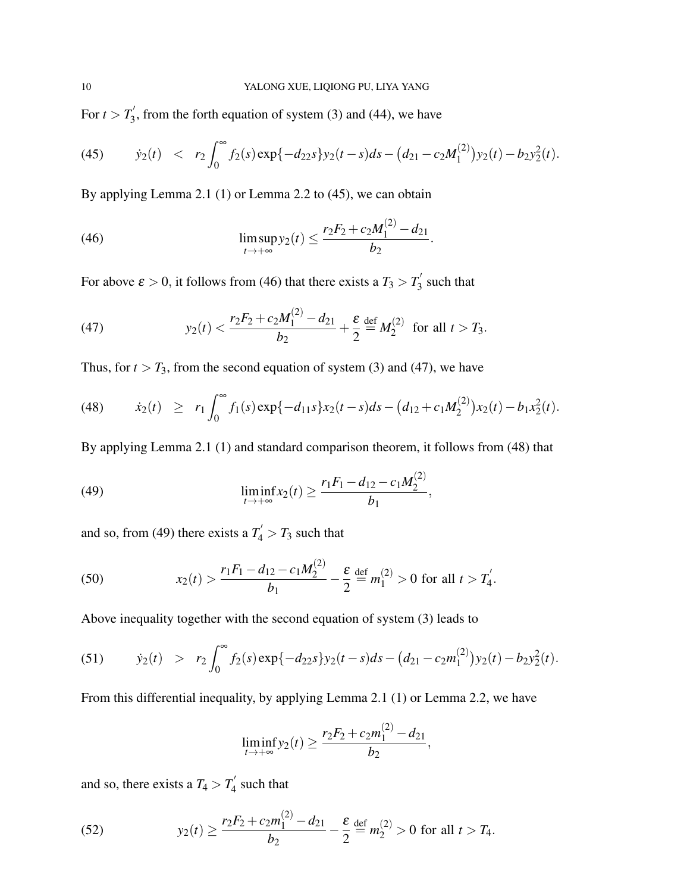For $t > T_3^{'}$, from the forth equation of system (3) and (44), we have

$$\dot{y}_2(t) \;<\; r_2\int_0^{\infty} f_2(s)\exp\{-d_{22}s\}y_2(t-s)ds - \big(d_{21} - c_2M_1^{(2)}\big)y_2(t) - b_2y_2^2(t). \tag{45}$$

By applying Lemma 2.1 (1) or Lemma 2.2 to (45), we can obtain

$$\limsup_{t\to+\infty} y_2(t) \le \frac{r_2F_2 + c_2M_1^{(2)} - d_{21}}{b_2}. \tag{46}$$

For above $\varepsilon > 0$, it follows from (46) that there exists a $T_3 > T_3^{'}$ such that

$$y_2(t) < \frac{r_2F_2 + c_2M_1^{(2)} - d_{21}}{b_2} + \frac{\varepsilon}{2} \overset{\text{def}}{=} M_2^{(2)} \ \text{ for all } t > T_3. \tag{47}$$

Thus, for $t > T_3$, from the second equation of system (3) and (47), we have

$$\dot{x}_2(t) \;\ge\; r_1\int_0^{\infty} f_1(s)\exp\{-d_{11}s\}x_2(t-s)ds - \big(d_{12} + c_1M_2^{(2)}\big)x_2(t) - b_1x_2^2(t). \tag{48}$$

By applying Lemma 2.1 (1) and standard comparison theorem, it follows from (48) that

$$\liminf_{t\to+\infty} x_2(t) \ge \frac{r_1F_1 - d_{12} - c_1M_2^{(2)}}{b_1}, \tag{49}$$

and so, from (49) there exists a $T_4^{'} > T_3$ such that

$$x_2(t) > \frac{r_1F_1 - d_{12} - c_1M_2^{(2)}}{b_1} - \frac{\varepsilon}{2} \overset{\text{def}}{=} m_1^{(2)} > 0 \text{ for all } t > T_4^{'}. \tag{50}$$

Above inequality together with the second equation of system (3) leads to

$$\dot{y}_2(t) \;>\; r_2\int_0^{\infty} f_2(s)\exp\{-d_{22}s\}y_2(t-s)ds - \big(d_{21} - c_2m_1^{(2)}\big)y_2(t) - b_2y_2^2(t). \tag{51}$$

From this differential inequality, by applying Lemma 2.1 (1) or Lemma 2.2, we have

$$\liminf_{t\to+\infty} y_2(t) \ge \frac{r_2F_2 + c_2m_1^{(2)} - d_{21}}{b_2},$$

and so, there exists a $T_4 > T_4^{'}$ such that

$$y_2(t) \ge \frac{r_2F_2 + c_2m_1^{(2)} - d_{21}}{b_2} - \frac{\varepsilon}{2} \overset{\text{def}}{=} m_2^{(2)} > 0 \text{ for all } t > T_4. \tag{52}$$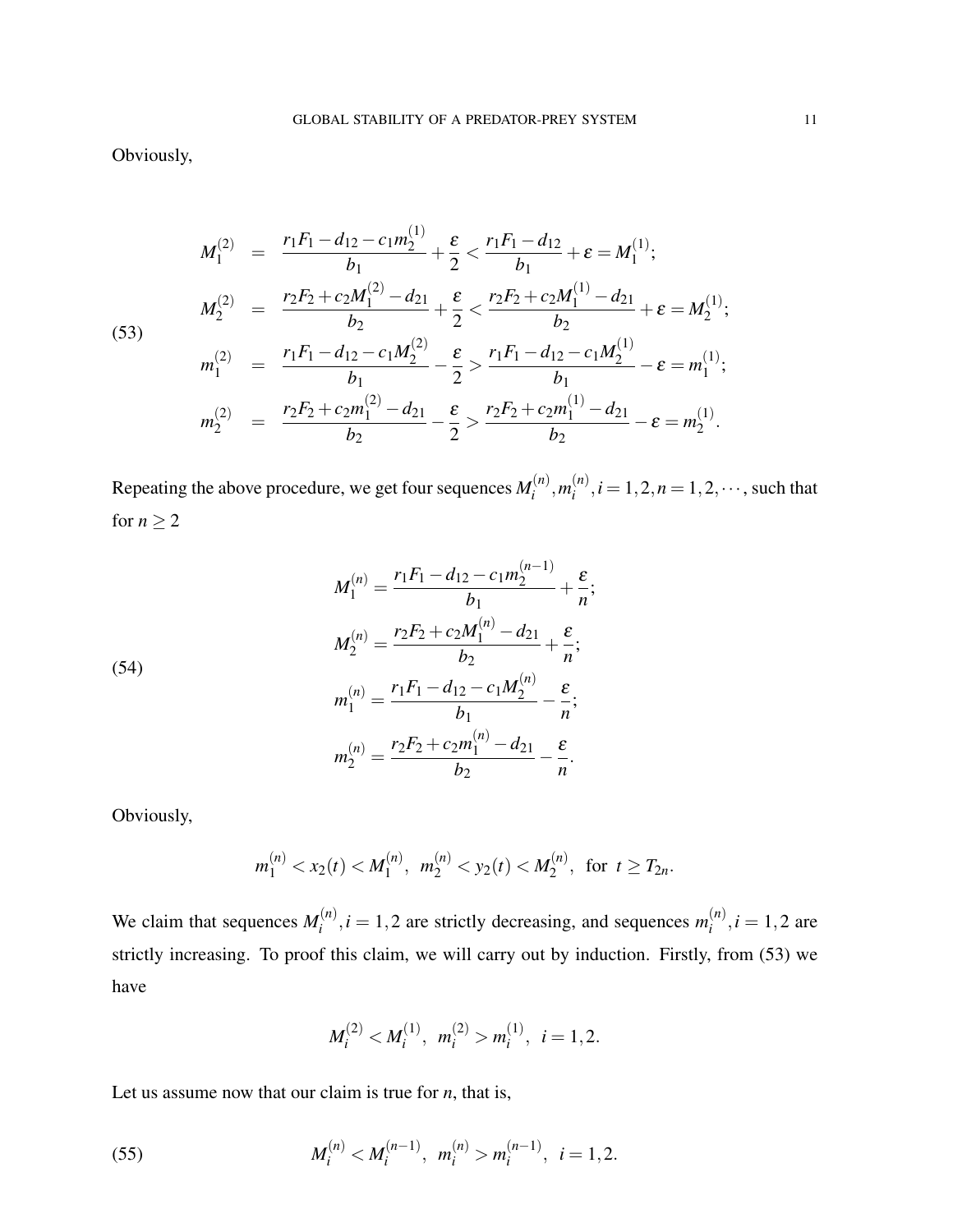Obviously,

$$
\begin{aligned}
M_1^{(2)} &= \frac{r_1F_1 - d_{12} - c_1m_2^{(1)}}{b_1} + \frac{\varepsilon}{2} < \frac{r_1F_1 - d_{12}}{b_1} + \varepsilon = M_1^{(1)}; \\
M_2^{(2)} &= \frac{r_2F_2 + c_2M_1^{(2)} - d_{21}}{b_2} + \frac{\varepsilon}{2} < \frac{r_2F_2 + c_2M_1^{(1)} - d_{21}}{b_2} + \varepsilon = M_2^{(1)}; \\
m_1^{(2)} &= \frac{r_1F_1 - d_{12} - c_1M_2^{(2)}}{b_1} - \frac{\varepsilon}{2} > \frac{r_1F_1 - d_{12} - c_1M_2^{(1)}}{b_1} - \varepsilon = m_1^{(1)}; \\
m_2^{(2)} &= \frac{r_2F_2 + c_2m_1^{(2)} - d_{21}}{b_2} - \frac{\varepsilon}{2} > \frac{r_2F_2 + c_2m_1^{(1)} - d_{21}}{b_2} - \varepsilon = m_2^{(1)}.
\end{aligned} \tag{53}
$$

Repeating the above procedure, we get four sequences $M_i^{(n)}, m_i^{(n)}, i = 1,2, n = 1,2,\cdots$, such that for $n \geq 2$

$$
\begin{aligned}
M_1^{(n)} &= \frac{r_1F_1 - d_{12} - c_1m_2^{(n-1)}}{b_1} + \frac{\varepsilon}{n}; \\
M_2^{(n)} &= \frac{r_2F_2 + c_2M_1^{(n)} - d_{21}}{b_2} + \frac{\varepsilon}{n}; \\
m_1^{(n)} &= \frac{r_1F_1 - d_{12} - c_1M_2^{(n)}}{b_1} - \frac{\varepsilon}{n}; \\
m_2^{(n)} &= \frac{r_2F_2 + c_2m_1^{(n)} - d_{21}}{b_2} - \frac{\varepsilon}{n}.
\end{aligned} \tag{54}
$$

Obviously,

$$
m_1^{(n)} < x_2(t) < M_1^{(n)}, \;\; m_2^{(n)} < y_2(t) < M_2^{(n)}, \;\; \text{for} \;\; t \geq T_{2n}.
$$

We claim that sequences $M_i^{(n)}, i = 1,2$ are strictly decreasing, and sequences $m_i^{(n)}, i = 1,2$ are strictly increasing. To proof this claim, we will carry out by induction. Firstly, from (53) we have

$$
M_i^{(2)} < M_i^{(1)}, \;\; m_i^{(2)} > m_i^{(1)}, \;\; i = 1,2.
$$

Let us assume now that our claim is true for $n$, that is,

$$
M_i^{(n)} < M_i^{(n-1)}, \;\; m_i^{(n)} > m_i^{(n-1)}, \;\; i = 1,2. \tag{55}
$$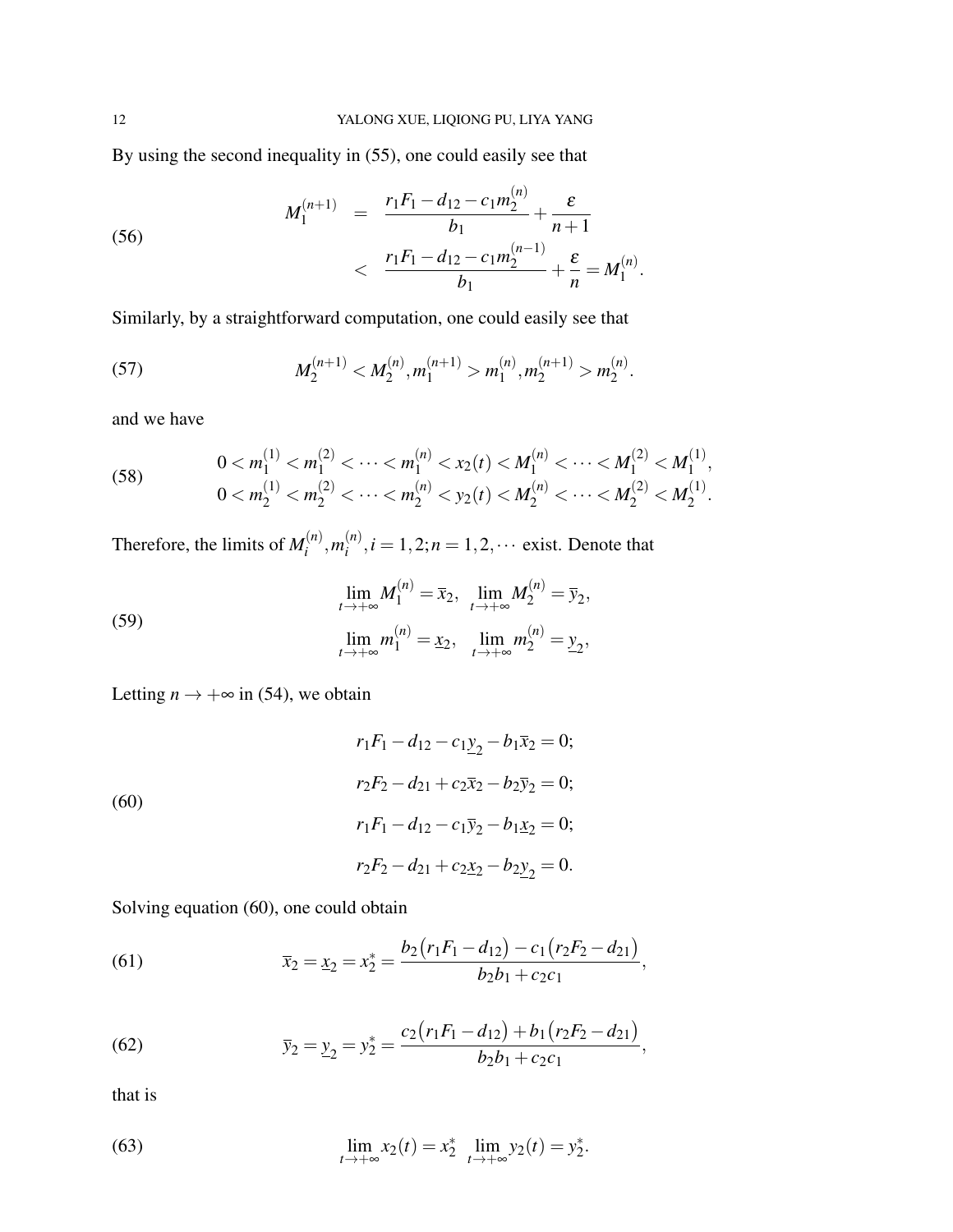By using the second inequality in (55), one could easily see that

$$
\begin{aligned}
M_1^{(n+1)} &= \frac{r_1F_1 - d_{12} - c_1 m_2^{(n)}}{b_1} + \frac{\varepsilon}{n+1} \\
&< \frac{r_1F_1 - d_{12} - c_1 m_2^{(n-1)}}{b_1} + \frac{\varepsilon}{n} = M_1^{(n)}.
\end{aligned} \tag{56}
$$

Similarly, by a straightforward computation, one could easily see that

$$
M_2^{(n+1)} < M_2^{(n)}, m_1^{(n+1)} > m_1^{(n)}, m_2^{(n+1)} > m_2^{(n)}. \tag{57}
$$

and we have

$$
\begin{aligned}
&0 < m_1^{(1)} < m_1^{(2)} < \cdots < m_1^{(n)} < x_2(t) < M_1^{(n)} < \cdots < M_1^{(2)} < M_1^{(1)}, \\
&0 < m_2^{(1)} < m_2^{(2)} < \cdots < m_2^{(n)} < y_2(t) < M_2^{(n)} < \cdots < M_2^{(2)} < M_2^{(1)}.
\end{aligned} \tag{58}
$$

Therefore, the limits of $M_i^{(n)}, m_i^{(n)}, i = 1,2; n = 1,2,\cdots$ exist. Denote that

$$
\begin{aligned}
&\lim_{t\to+\infty} M_1^{(n)} = \overline{x}_2, \quad \lim_{t\to+\infty} M_2^{(n)} = \overline{y}_2, \\
&\lim_{t\to+\infty} m_1^{(n)} = \underline{x}_2, \quad \lim_{t\to+\infty} m_2^{(n)} = \underline{y}_2,
\end{aligned} \tag{59}
$$

Letting $n \to +\infty$ in (54), we obtain

$$
\begin{aligned}
&r_1F_1 - d_{12} - c_1\underline{y}_2 - b_1\overline{x}_2 = 0; \\
&r_2F_2 - d_{21} + c_2\overline{x}_2 - b_2\overline{y}_2 = 0; \\
&r_1F_1 - d_{12} - c_1\overline{y}_2 - b_1\underline{x}_2 = 0; \\
&r_2F_2 - d_{21} + c_2\underline{x}_2 - b_2\underline{y}_2 = 0.
\end{aligned} \tag{60}
$$

Solving equation (60), one could obtain

$$
\overline{x}_2 = \underline{x}_2 = x_2^* = \frac{b_2\big(r_1F_1 - d_{12}\big) - c_1\big(r_2F_2 - d_{21}\big)}{b_2b_1 + c_2c_1}, \tag{61}
$$

$$
\overline{y}_2 = \underline{y}_2 = y_2^* = \frac{c_2\big(r_1F_1 - d_{12}\big) + b_1\big(r_2F_2 - d_{21}\big)}{b_2b_1 + c_2c_1}, \tag{62}
$$

that is

$$
\lim_{t\to+\infty} x_2(t) = x_2^* \quad \lim_{t\to+\infty} y_2(t) = y_2^*. \tag{63}
$$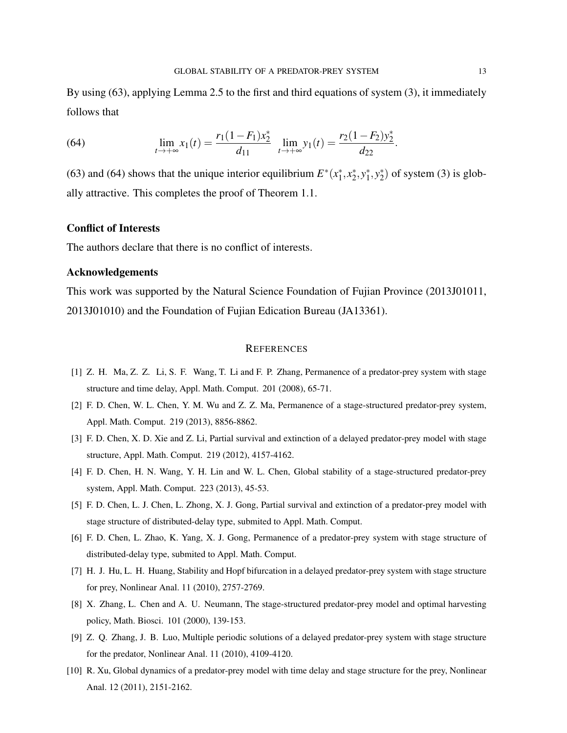By using (63), applying Lemma 2.5 to the first and third equations of system (3), it immediately follows that

$$\lim_{t\to+\infty} x_1(t) = \frac{r_1(1-F_1)x_2^*}{d_{11}} \quad \lim_{t\to+\infty} y_1(t) = \frac{r_2(1-F_2)y_2^*}{d_{22}}. \tag{64}$$

(63) and (64) shows that the unique interior equilibrium $E^*(x_1^*, x_2^*, y_1^*, y_2^*)$ of system (3) is globally attractive. This completes the proof of Theorem 1.1.

### Conflict of Interests

The authors declare that there is no conflict of interests.

### Acknowledgements

This work was supported by the Natural Science Foundation of Fujian Province (2013J01011, 2013J01010) and the Foundation of Fujian Edication Bureau (JA13361).

## REFERENCES

[1] Z. H. Ma, Z. Z. Li, S. F. Wang, T. Li and F. P. Zhang, Permanence of a predator-prey system with stage structure and time delay, Appl. Math. Comput. 201 (2008), 65-71.

[2] F. D. Chen, W. L. Chen, Y. M. Wu and Z. Z. Ma, Permanence of a stage-structured predator-prey system, Appl. Math. Comput. 219 (2013), 8856-8862.

[3] F. D. Chen, X. D. Xie and Z. Li, Partial survival and extinction of a delayed predator-prey model with stage structure, Appl. Math. Comput. 219 (2012), 4157-4162.

[4] F. D. Chen, H. N. Wang, Y. H. Lin and W. L. Chen, Global stability of a stage-structured predator-prey system, Appl. Math. Comput. 223 (2013), 45-53.

[5] F. D. Chen, L. J. Chen, L. Zhong, X. J. Gong, Partial survival and extinction of a predator-prey model with stage structure of distributed-delay type, submited to Appl. Math. Comput.

[6] F. D. Chen, L. Zhao, K. Yang, X. J. Gong, Permanence of a predator-prey system with stage structure of distributed-delay type, submited to Appl. Math. Comput.

[7] H. J. Hu, L. H. Huang, Stability and Hopf bifurcation in a delayed predator-prey system with stage structure for prey, Nonlinear Anal. 11 (2010), 2757-2769.

[8] X. Zhang, L. Chen and A. U. Neumann, The stage-structured predator-prey model and optimal harvesting policy, Math. Biosci. 101 (2000), 139-153.

[9] Z. Q. Zhang, J. B. Luo, Multiple periodic solutions of a delayed predator-prey system with stage structure for the predator, Nonlinear Anal. 11 (2010), 4109-4120.

[10] R. Xu, Global dynamics of a predator-prey model with time delay and stage structure for the prey, Nonlinear Anal. 12 (2011), 2151-2162.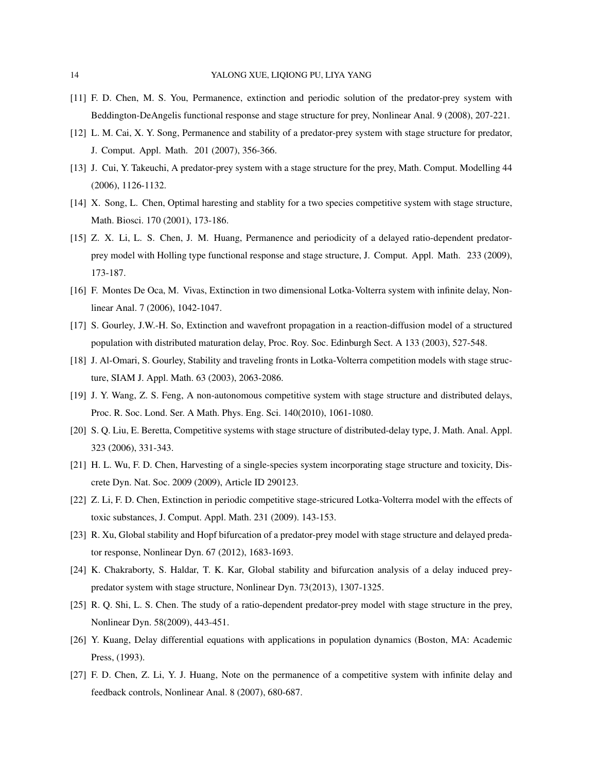[11] F. D. Chen, M. S. You, Permanence, extinction and periodic solution of the predator-prey system with Beddington-DeAngelis functional response and stage structure for prey, Nonlinear Anal. 9 (2008), 207-221.

[12] L. M. Cai, X. Y. Song, Permanence and stability of a predator-prey system with stage structure for predator, J. Comput. Appl. Math. 201 (2007), 356-366.

[13] J. Cui, Y. Takeuchi, A predator-prey system with a stage structure for the prey, Math. Comput. Modelling 44 (2006), 1126-1132.

[14] X. Song, L. Chen, Optimal haresting and stablity for a two species competitive system with stage structure, Math. Biosci. 170 (2001), 173-186.

[15] Z. X. Li, L. S. Chen, J. M. Huang, Permanence and periodicity of a delayed ratio-dependent predator-prey model with Holling type functional response and stage structure, J. Comput. Appl. Math. 233 (2009), 173-187.

[16] F. Montes De Oca, M. Vivas, Extinction in two dimensional Lotka-Volterra system with infinite delay, Nonlinear Anal. 7 (2006), 1042-1047.

[17] S. Gourley, J.W.-H. So, Extinction and wavefront propagation in a reaction-diffusion model of a structured population with distributed maturation delay, Proc. Roy. Soc. Edinburgh Sect. A 133 (2003), 527-548.

[18] J. Al-Omari, S. Gourley, Stability and traveling fronts in Lotka-Volterra competition models with stage structure, SIAM J. Appl. Math. 63 (2003), 2063-2086.

[19] J. Y. Wang, Z. S. Feng, A non-autonomous competitive system with stage structure and distributed delays, Proc. R. Soc. Lond. Ser. A Math. Phys. Eng. Sci. 140(2010), 1061-1080.

[20] S. Q. Liu, E. Beretta, Competitive systems with stage structure of distributed-delay type, J. Math. Anal. Appl. 323 (2006), 331-343.

[21] H. L. Wu, F. D. Chen, Harvesting of a single-species system incorporating stage structure and toxicity, Discrete Dyn. Nat. Soc. 2009 (2009), Article ID 290123.

[22] Z. Li, F. D. Chen, Extinction in periodic competitive stage-stricured Lotka-Volterra model with the effects of toxic substances, J. Comput. Appl. Math. 231 (2009). 143-153.

[23] R. Xu, Global stability and Hopf bifurcation of a predator-prey model with stage structure and delayed predator response, Nonlinear Dyn. 67 (2012), 1683-1693.

[24] K. Chakraborty, S. Haldar, T. K. Kar, Global stability and bifurcation analysis of a delay induced prey-predator system with stage structure, Nonlinear Dyn. 73(2013), 1307-1325.

[25] R. Q. Shi, L. S. Chen. The study of a ratio-dependent predator-prey model with stage structure in the prey, Nonlinear Dyn. 58(2009), 443-451.

[26] Y. Kuang, Delay differential equations with applications in population dynamics (Boston, MA: Academic Press, (1993).

[27] F. D. Chen, Z. Li, Y. J. Huang, Note on the permanence of a competitive system with infinite delay and feedback controls, Nonlinear Anal. 8 (2007), 680-687.